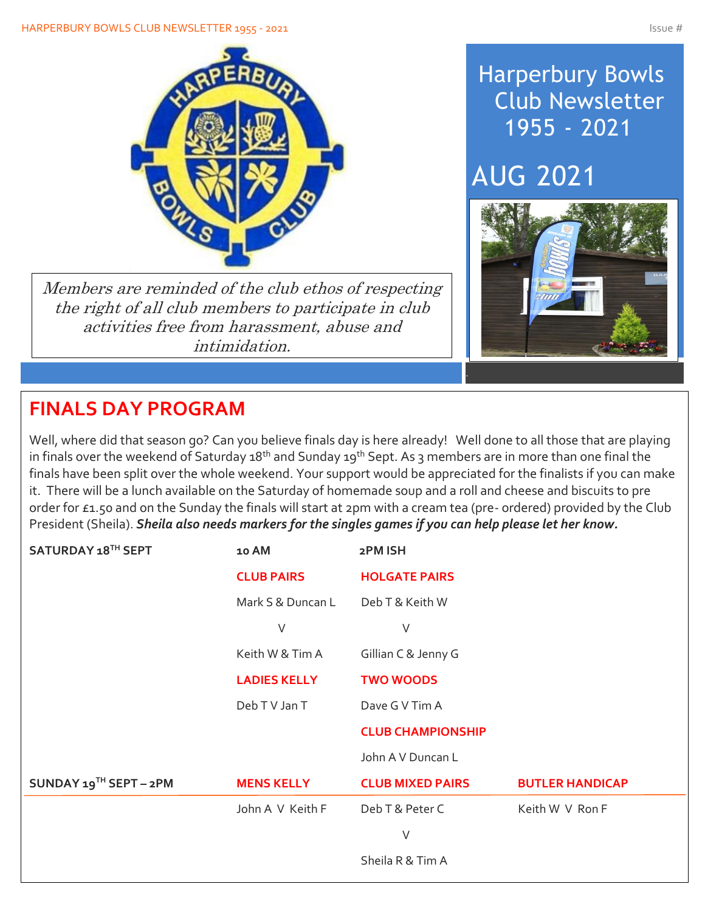# Harperbury Bowls Club Newsletter 1955 - 2021

## AUG 2021

*Members are reminded of the club ethos of respecting the right of all club members to participate in club activities free from harassment, abuse and intimidation.*

## FINALS DAY PROGRAM

Well, where did that season go? Can you believe finals day is here already! Well done to all those that are playing in finals over the weekend of Saturday 18th and Sunday 19th Sept. As 3 members are in more than one final the finals have been split over the whole weekend. Your support would be appreciated for the finalists if you can make it. There will be a lunch available on the Saturday of homemade soup and a roll and cheese and biscuits to pre order for £1.50 and on the Sunday the finals will start at 2pm with a cream tea (pre- ordered) provided by the Club President (Sheila). ***Sheila also needs markers for the singles games if you can help please let her know.***

| | | | |
|---|---|---|---|
| **SATURDAY 18TH SEPT** | **10 AM** | **2PM ISH** | |
| | **CLUB PAIRS** | **HOLGATE PAIRS** | |
| | Mark S & Duncan L | Deb T & Keith W | |
| | V | V | |
| | Keith W & Tim A | Gillian C & Jenny G | |
| | **LADIES KELLY** | **TWO WOODS** | |
| | Deb T V Jan T | Dave G V Tim A | |
| | | **CLUB CHAMPIONSHIP** | |
| | | John A V Duncan L | |
| **SUNDAY 19TH SEPT – 2PM** | **MENS KELLY** | **CLUB MIXED PAIRS** | **BUTLER HANDICAP** |
| | John A V Keith F | Deb T & Peter C | Keith W V Ron F |
| | | V | |
| | | Sheila R & Tim A | |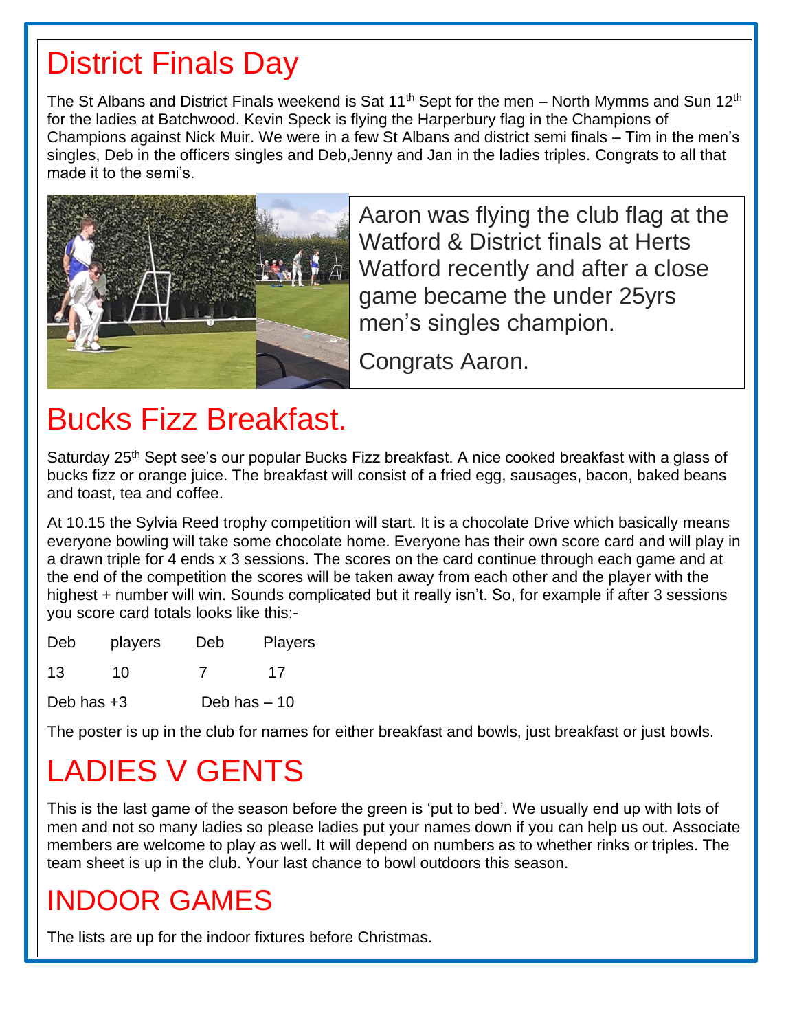# District Finals Day

The St Albans and District Finals weekend is Sat 11th Sept for the men – North Mymms and Sun 12th for the ladies at Batchwood. Kevin Speck is flying the Harperbury flag in the Champions of Champions against Nick Muir. We were in a few St Albans and district semi finals – Tim in the men's singles, Deb in the officers singles and Deb,Jenny and Jan in the ladies triples. Congrats to all that made it to the semi's.

Aaron was flying the club flag at the Watford & District finals at Herts Watford recently and after a close game became the under 25yrs men's singles champion.

Congrats Aaron.

# Bucks Fizz Breakfast.

Saturday 25th Sept see's our popular Bucks Fizz breakfast. A nice cooked breakfast with a glass of bucks fizz or orange juice. The breakfast will consist of a fried egg, sausages, bacon, baked beans and toast, tea and coffee.

At 10.15 the Sylvia Reed trophy competition will start. It is a chocolate Drive which basically means everyone bowling will take some chocolate home. Everyone has their own score card and will play in a drawn triple for 4 ends x 3 sessions. The scores on the card continue through each game and at the end of the competition the scores will be taken away from each other and the player with the highest + number will win. Sounds complicated but it really isn't. So, for example if after 3 sessions you score card totals looks like this:-

| Deb | players | Deb | Players |
|---|---|---|---|
| 13 | 10 | 7 | 17 |
| Deb has +3 | | Deb has – 10 | |

The poster is up in the club for names for either breakfast and bowls, just breakfast or just bowls.

# LADIES V GENTS

This is the last game of the season before the green is 'put to bed'. We usually end up with lots of men and not so many ladies so please ladies put your names down if you can help us out. Associate members are welcome to play as well. It will depend on numbers as to whether rinks or triples. The team sheet is up in the club. Your last chance to bowl outdoors this season.

# INDOOR GAMES

The lists are up for the indoor fixtures before Christmas.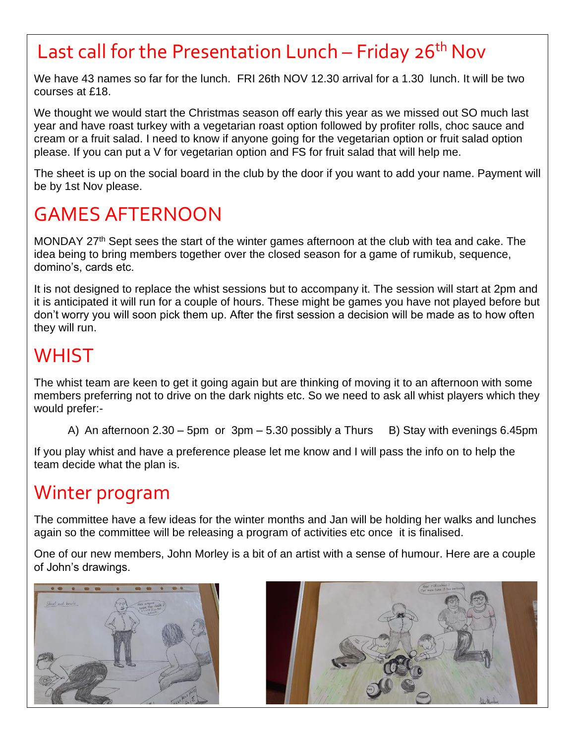## Last call for the Presentation Lunch – Friday 26th Nov

We have 43 names so far for the lunch. FRI 26th NOV 12.30 arrival for a 1.30 lunch. It will be two courses at £18.

We thought we would start the Christmas season off early this year as we missed out SO much last year and have roast turkey with a vegetarian roast option followed by profiter rolls, choc sauce and cream or a fruit salad. I need to know if anyone going for the vegetarian option or fruit salad option please. If you can put a V for vegetarian option and FS for fruit salad that will help me.

The sheet is up on the social board in the club by the door if you want to add your name. Payment will be by 1st Nov please.

## GAMES AFTERNOON

MONDAY 27th Sept sees the start of the winter games afternoon at the club with tea and cake. The idea being to bring members together over the closed season for a game of rumikub, sequence, domino's, cards etc.

It is not designed to replace the whist sessions but to accompany it. The session will start at 2pm and it is anticipated it will run for a couple of hours. These might be games you have not played before but don't worry you will soon pick them up. After the first session a decision will be made as to how often they will run.

## WHIST

The whist team are keen to get it going again but are thinking of moving it to an afternoon with some members preferring not to drive on the dark nights etc. So we need to ask all whist players which they would prefer:-

A) An afternoon 2.30 – 5pm or 3pm – 5.30 possibly a Thurs B) Stay with evenings 6.45pm

If you play whist and have a preference please let me know and I will pass the info on to help the team decide what the plan is.

## Winter program

The committee have a few ideas for the winter months and Jan will be holding her walks and lunches again so the committee will be releasing a program of activities etc once it is finalised.

One of our new members, John Morley is a bit of an artist with a sense of humour. Here are a couple of John's drawings.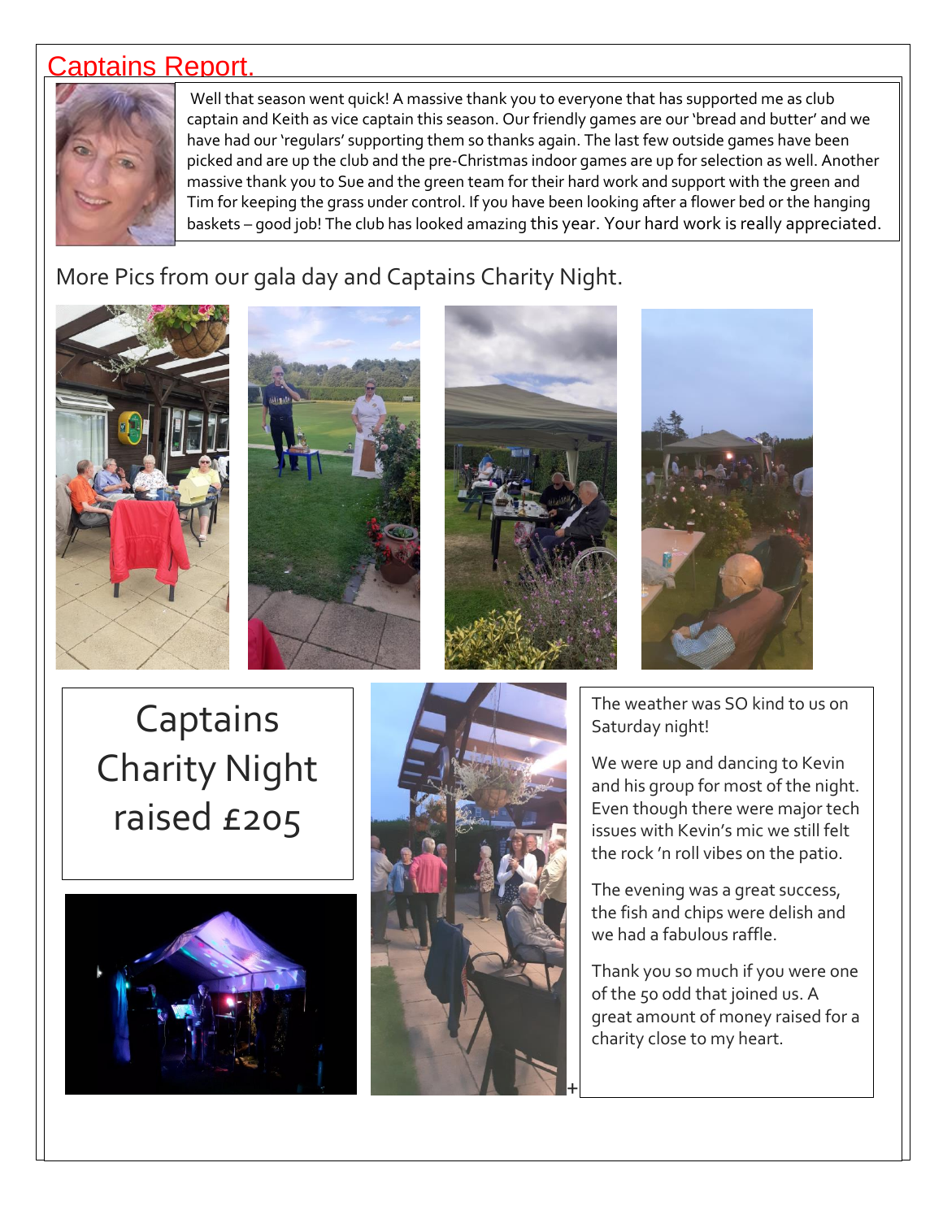# Captains Report.

Well that season went quick! A massive thank you to everyone that has supported me as club captain and Keith as vice captain this season. Our friendly games are our 'bread and butter' and we have had our 'regulars' supporting them so thanks again. The last few outside games have been picked and are up the club and the pre-Christmas indoor games are up for selection as well. Another massive thank you to Sue and the green team for their hard work and support with the green and Tim for keeping the grass under control. If you have been looking after a flower bed or the hanging baskets – good job! The club has looked amazing this year. Your hard work is really appreciated.

## More Pics from our gala day and Captains Charity Night.

## Captains Charity Night raised £205

The weather was SO kind to us on Saturday night!

We were up and dancing to Kevin and his group for most of the night. Even though there were major tech issues with Kevin's mic we still felt the rock 'n roll vibes on the patio.

The evening was a great success, the fish and chips were delish and we had a fabulous raffle.

Thank you so much if you were one of the 50 odd that joined us. A great amount of money raised for a charity close to my heart.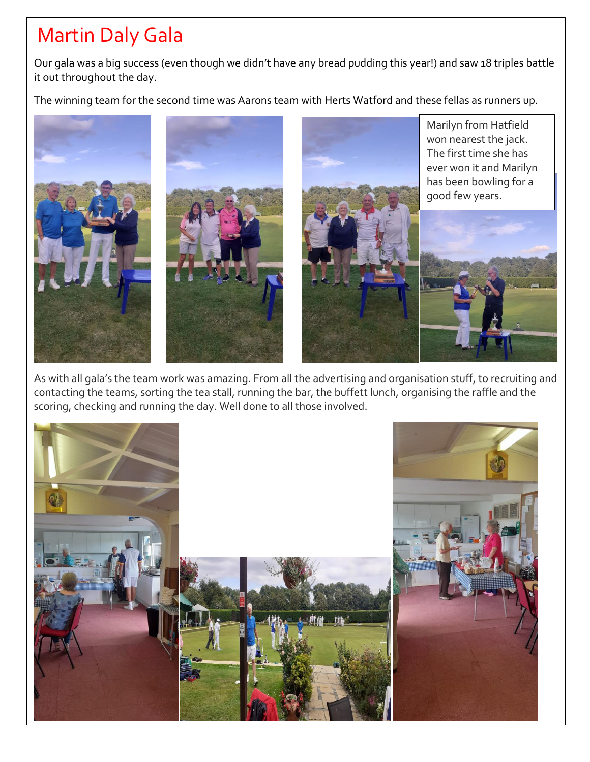# Martin Daly Gala

Our gala was a big success (even though we didn't have any bread pudding this year!) and saw 18 triples battle it out throughout the day.

The winning team for the second time was Aarons team with Herts Watford and these fellas as runners up.

Marilyn from Hatfield won nearest the jack. The first time she has ever won it and Marilyn has been bowling for a good few years.

As with all gala's the team work was amazing. From all the advertising and organisation stuff, to recruiting and contacting the teams, sorting the tea stall, running the bar, the buffett lunch, organising the raffle and the scoring, checking and running the day. Well done to all those involved.